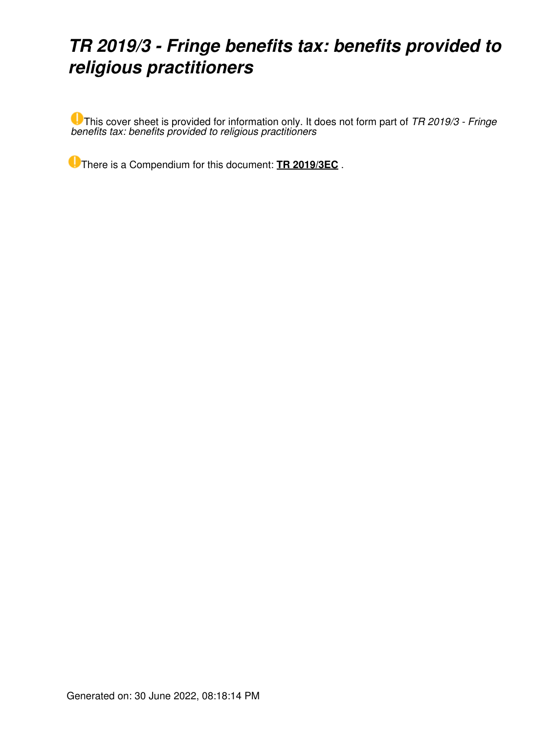# *TR 2019/3 - Fringe benefits tax: benefits provided to religious practitioners*

This cover sheet is provided for information only. It does not form part of *TR 2019/3 - Fringe benefits tax: benefits provided to religious practitioners*

There is a Compendium for this document: **TR 2019/3EC** .

Generated on: 30 June 2022, 08:18:14 PM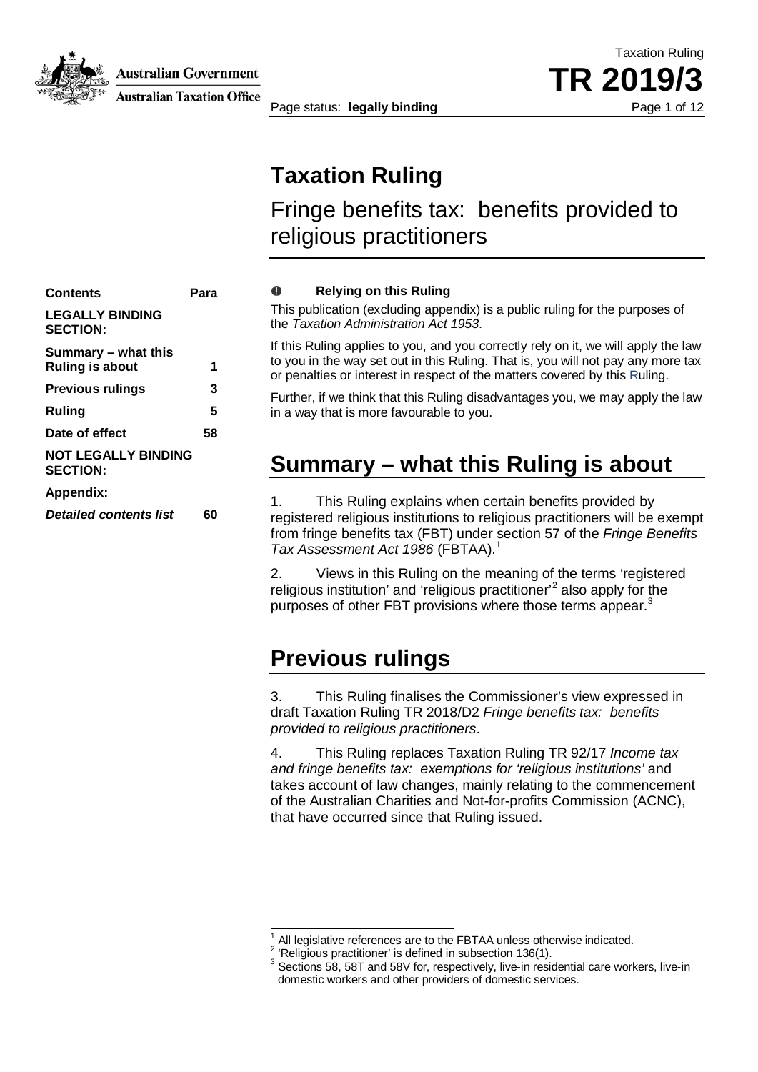# Taxation Ruling

## Fringe benefits tax: benefits provided to religious practitioners

| Contents | Para |
| --- | --- |
| **LEGALLY BINDING SECTION:** | |
| **Summary – what this Ruling is about** | **1** |
| **Previous rulings** | **3** |
| **Ruling** | **5** |
| **Date of effect** | **58** |
| **NOT LEGALLY BINDING SECTION:** | |
| **Appendix:** | |
| ***Detailed contents list*** | **60** |

**Relying on this Ruling**

This publication (excluding appendix) is a public ruling for the purposes of the *Taxation Administration Act 1953*.

If this Ruling applies to you, and you correctly rely on it, we will apply the law to you in the way set out in this Ruling. That is, you will not pay any more tax or penalties or interest in respect of the matters covered by this Ruling.

Further, if we think that this Ruling disadvantages you, we may apply the law in a way that is more favourable to you.

## Summary – what this Ruling is about

1. This Ruling explains when certain benefits provided by registered religious institutions to religious practitioners will be exempt from fringe benefits tax (FBT) under section 57 of the *Fringe Benefits Tax Assessment Act 1986* (FBTAA).[1]

2. Views in this Ruling on the meaning of the terms 'registered religious institution' and 'religious practitioner'[2] also apply for the purposes of other FBT provisions where those terms appear.[3]

## Previous rulings

3. This Ruling finalises the Commissioner's view expressed in draft Taxation Ruling TR 2018/D2 *Fringe benefits tax: benefits provided to religious practitioners*.

4. This Ruling replaces Taxation Ruling TR 92/17 *Income tax and fringe benefits tax: exemptions for 'religious institutions'* and takes account of law changes, mainly relating to the commencement of the Australian Charities and Not-for-profits Commission (ACNC), that have occurred since that Ruling issued.

---

[1] All legislative references are to the FBTAA unless otherwise indicated.

[2] 'Religious practitioner' is defined in subsection 136(1).

[3] Sections 58, 58T and 58V for, respectively, live-in residential care workers, live-in domestic workers and other providers of domestic services.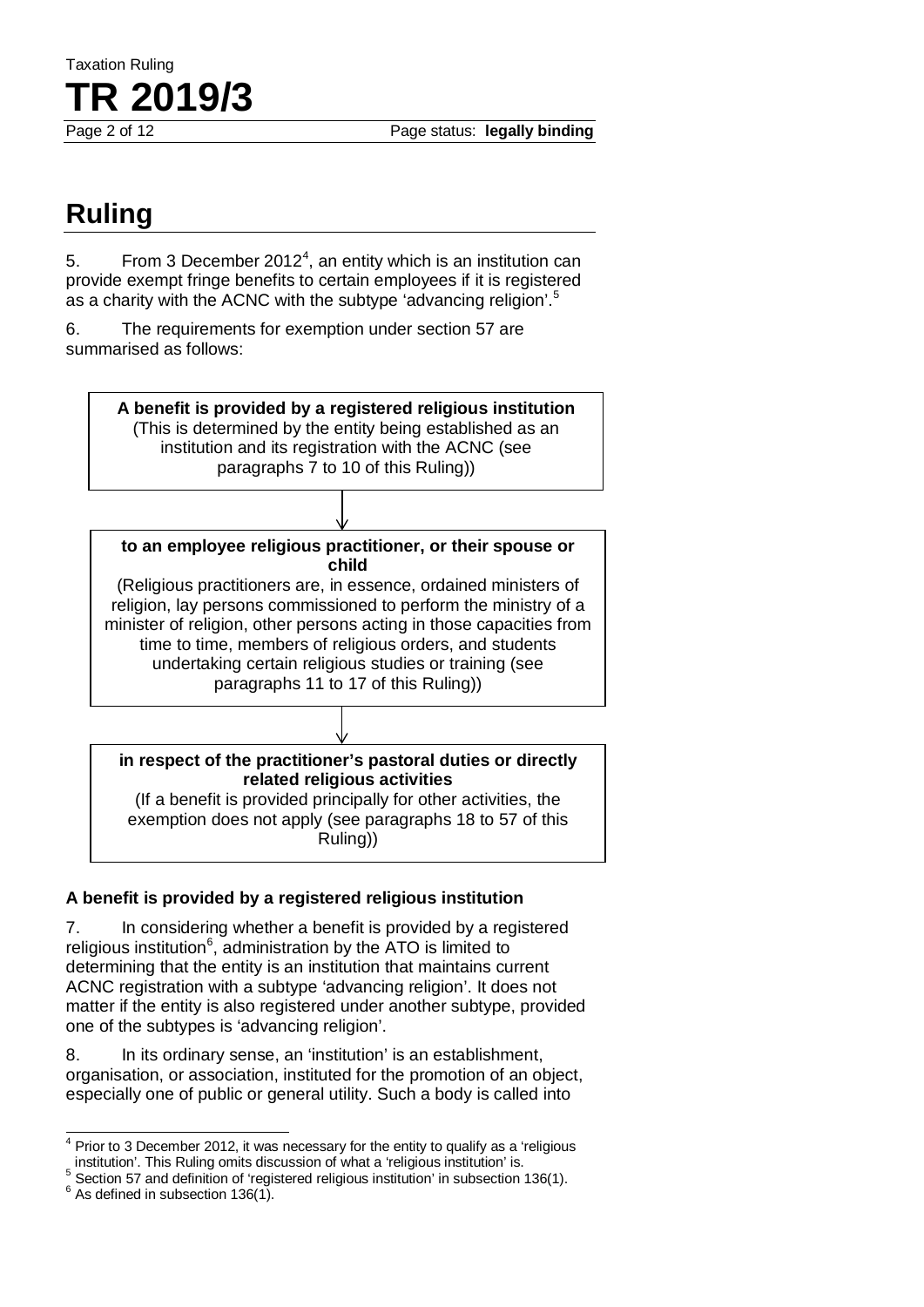## Ruling

5. From 3 December 2012[4], an entity which is an institution can provide exempt fringe benefits to certain employees if it is registered as a charity with the ACNC with the subtype 'advancing religion'.[5]

6. The requirements for exemption under section 57 are summarised as follows:

**A benefit is provided by a registered religious institution**
(This is determined by the entity being established as an institution and its registration with the ACNC (see paragraphs 7 to 10 of this Ruling))

↓

**to an employee religious practitioner, or their spouse or child**
(Religious practitioners are, in essence, ordained ministers of religion, lay persons commissioned to perform the ministry of a minister of religion, other persons acting in those capacities from time to time, members of religious orders, and students undertaking certain religious studies or training (see paragraphs 11 to 17 of this Ruling))

↓

**in respect of the practitioner's pastoral duties or directly related religious activities**
(If a benefit is provided principally for other activities, the exemption does not apply (see paragraphs 18 to 57 of this Ruling))

### A benefit is provided by a registered religious institution

7. In considering whether a benefit is provided by a registered religious institution[6], administration by the ATO is limited to determining that the entity is an institution that maintains current ACNC registration with a subtype 'advancing religion'. It does not matter if the entity is also registered under another subtype, provided one of the subtypes is 'advancing religion'.

8. In its ordinary sense, an 'institution' is an establishment, organisation, or association, instituted for the promotion of an object, especially one of public or general utility. Such a body is called into

---

[4] Prior to 3 December 2012, it was necessary for the entity to qualify as a 'religious institution'. This Ruling omits discussion of what a 'religious institution' is.

[5] Section 57 and definition of 'registered religious institution' in subsection 136(1).

[6] As defined in subsection 136(1).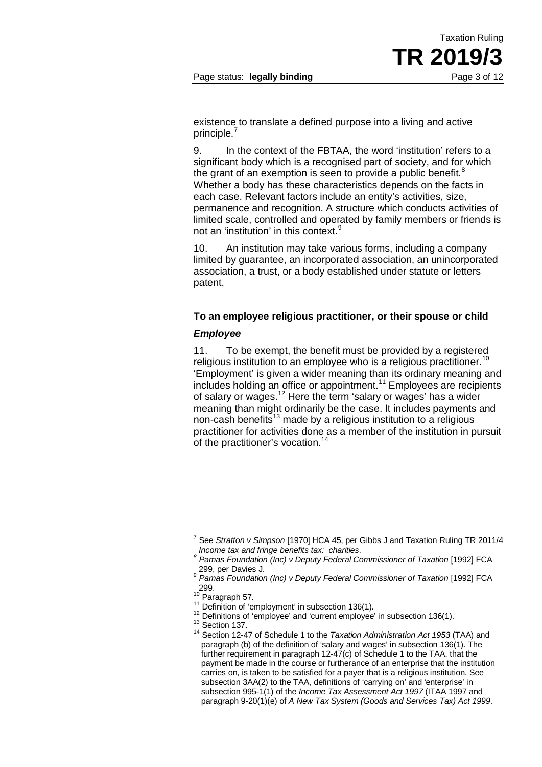existence to translate a defined purpose into a living and active principle.[7]

9. In the context of the FBTAA, the word 'institution' refers to a significant body which is a recognised part of society, and for which the grant of an exemption is seen to provide a public benefit.[8] Whether a body has these characteristics depends on the facts in each case. Relevant factors include an entity's activities, size, permanence and recognition. A structure which conducts activities of limited scale, controlled and operated by family members or friends is not an 'institution' in this context.[9]

10. An institution may take various forms, including a company limited by guarantee, an incorporated association, an unincorporated association, a trust, or a body established under statute or letters patent.

**To an employee religious practitioner, or their spouse or child**

***Employee***

11. To be exempt, the benefit must be provided by a registered religious institution to an employee who is a religious practitioner.[10] 'Employment' is given a wider meaning than its ordinary meaning and includes holding an office or appointment.[11] Employees are recipients of salary or wages.[12] Here the term 'salary or wages' has a wider meaning than might ordinarily be the case. It includes payments and non-cash benefits[13] made by a religious institution to a religious practitioner for activities done as a member of the institution in pursuit of the practitioner's vocation.[14]

---

[7] See *Stratton v Simpson* [1970] HCA 45, per Gibbs J and Taxation Ruling TR 2011/4 *Income tax and fringe benefits tax: charities*.

[8] *Pamas Foundation (Inc) v Deputy Federal Commissioner of Taxation* [1992] FCA 299, per Davies J.

[9] *Pamas Foundation (Inc) v Deputy Federal Commissioner of Taxation* [1992] FCA 299.

[10] Paragraph 57.

[11] Definition of 'employment' in subsection 136(1).

[12] Definitions of 'employee' and 'current employee' in subsection 136(1).

[13] Section 137.

[14] Section 12-47 of Schedule 1 to the *Taxation Administration Act 1953* (TAA) and paragraph (b) of the definition of 'salary and wages' in subsection 136(1). The further requirement in paragraph 12-47(c) of Schedule 1 to the TAA, that the payment be made in the course or furtherance of an enterprise that the institution carries on, is taken to be satisfied for a payer that is a religious institution. See subsection 3AA(2) to the TAA, definitions of 'carrying on' and 'enterprise' in subsection 995-1(1) of the *Income Tax Assessment Act 1997* (ITAA 1997 and paragraph 9-20(1)(e) of *A New Tax System (Goods and Services Tax) Act 1999*.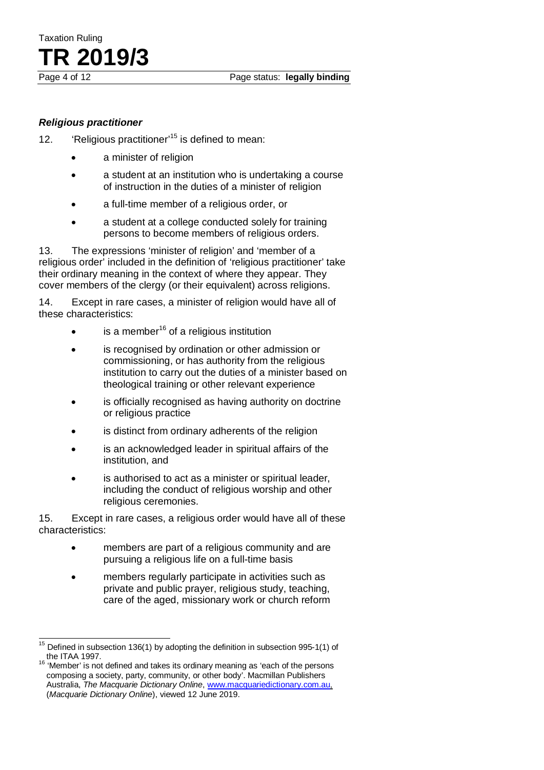### *Religious practitioner*

12. 'Religious practitioner'[15] is defined to mean:

- a minister of religion
- a student at an institution who is undertaking a course of instruction in the duties of a minister of religion
- a full-time member of a religious order, or
- a student at a college conducted solely for training persons to become members of religious orders.

13. The expressions 'minister of religion' and 'member of a religious order' included in the definition of 'religious practitioner' take their ordinary meaning in the context of where they appear. They cover members of the clergy (or their equivalent) across religions.

14. Except in rare cases, a minister of religion would have all of these characteristics:

- is a member[16] of a religious institution
- is recognised by ordination or other admission or commissioning, or has authority from the religious institution to carry out the duties of a minister based on theological training or other relevant experience
- is officially recognised as having authority on doctrine or religious practice
- is distinct from ordinary adherents of the religion
- is an acknowledged leader in spiritual affairs of the institution, and
- is authorised to act as a minister or spiritual leader, including the conduct of religious worship and other religious ceremonies.

15. Except in rare cases, a religious order would have all of these characteristics:

- members are part of a religious community and are pursuing a religious life on a full-time basis
- members regularly participate in activities such as private and public prayer, religious study, teaching, care of the aged, missionary work or church reform

---

[15] Defined in subsection 136(1) by adopting the definition in subsection 995-1(1) of the ITAA 1997.

[16] 'Member' is not defined and takes its ordinary meaning as 'each of the persons composing a society, party, community, or other body'. Macmillan Publishers Australia, *The Macquarie Dictionary Online*, www.macquariedictionary.com.au, (*Macquarie Dictionary Online*), viewed 12 June 2019.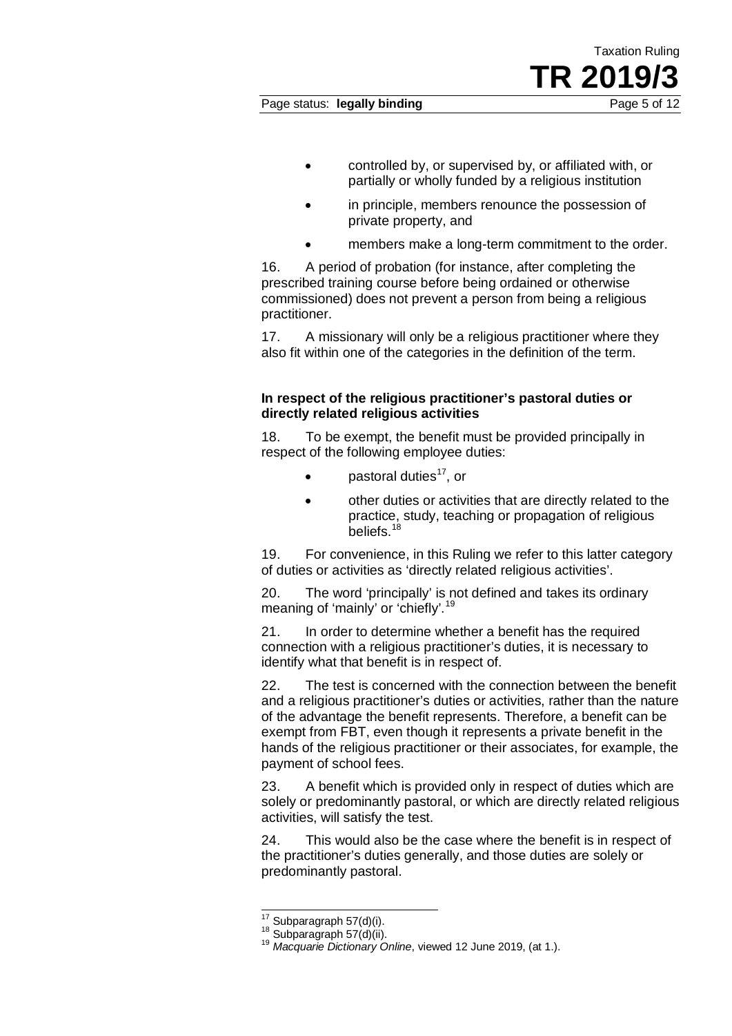- controlled by, or supervised by, or affiliated with, or partially or wholly funded by a religious institution
- in principle, members renounce the possession of private property, and
- members make a long-term commitment to the order.

16. A period of probation (for instance, after completing the prescribed training course before being ordained or otherwise commissioned) does not prevent a person from being a religious practitioner.

17. A missionary will only be a religious practitioner where they also fit within one of the categories in the definition of the term.

**In respect of the religious practitioner's pastoral duties or directly related religious activities**

18. To be exempt, the benefit must be provided principally in respect of the following employee duties:

- pastoral duties[17], or
- other duties or activities that are directly related to the practice, study, teaching or propagation of religious beliefs.[18]

19. For convenience, in this Ruling we refer to this latter category of duties or activities as 'directly related religious activities'.

20. The word 'principally' is not defined and takes its ordinary meaning of 'mainly' or 'chiefly'.[19]

21. In order to determine whether a benefit has the required connection with a religious practitioner's duties, it is necessary to identify what that benefit is in respect of.

22. The test is concerned with the connection between the benefit and a religious practitioner's duties or activities, rather than the nature of the advantage the benefit represents. Therefore, a benefit can be exempt from FBT, even though it represents a private benefit in the hands of the religious practitioner or their associates, for example, the payment of school fees.

23. A benefit which is provided only in respect of duties which are solely or predominantly pastoral, or which are directly related religious activities, will satisfy the test.

24. This would also be the case where the benefit is in respect of the practitioner's duties generally, and those duties are solely or predominantly pastoral.

---

[17] Subparagraph 57(d)(i).

[18] Subparagraph 57(d)(ii).

[19] *Macquarie Dictionary Online*, viewed 12 June 2019, (at 1.).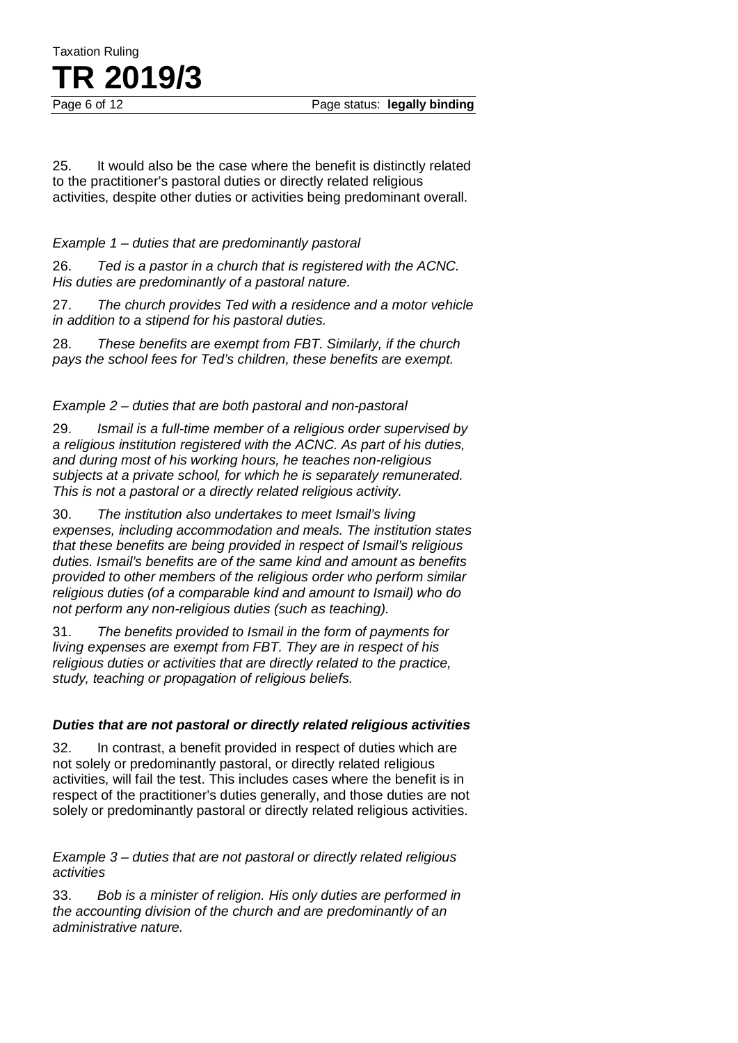25. It would also be the case where the benefit is distinctly related to the practitioner's pastoral duties or directly related religious activities, despite other duties or activities being predominant overall.

*Example 1 – duties that are predominantly pastoral*

26. *Ted is a pastor in a church that is registered with the ACNC. His duties are predominantly of a pastoral nature.*

27. *The church provides Ted with a residence and a motor vehicle in addition to a stipend for his pastoral duties.*

28. *These benefits are exempt from FBT. Similarly, if the church pays the school fees for Ted's children, these benefits are exempt.*

*Example 2 – duties that are both pastoral and non-pastoral*

29. *Ismail is a full-time member of a religious order supervised by a religious institution registered with the ACNC. As part of his duties, and during most of his working hours, he teaches non-religious subjects at a private school, for which he is separately remunerated. This is not a pastoral or a directly related religious activity.*

30. *The institution also undertakes to meet Ismail's living expenses, including accommodation and meals. The institution states that these benefits are being provided in respect of Ismail's religious duties. Ismail's benefits are of the same kind and amount as benefits provided to other members of the religious order who perform similar religious duties (of a comparable kind and amount to Ismail) who do not perform any non-religious duties (such as teaching).*

31. *The benefits provided to Ismail in the form of payments for living expenses are exempt from FBT. They are in respect of his religious duties or activities that are directly related to the practice, study, teaching or propagation of religious beliefs.*

### *Duties that are not pastoral or directly related religious activities*

32. In contrast, a benefit provided in respect of duties which are not solely or predominantly pastoral, or directly related religious activities, will fail the test. This includes cases where the benefit is in respect of the practitioner's duties generally, and those duties are not solely or predominantly pastoral or directly related religious activities.

*Example 3 – duties that are not pastoral or directly related religious activities*

33. *Bob is a minister of religion. His only duties are performed in the accounting division of the church and are predominantly of an administrative nature.*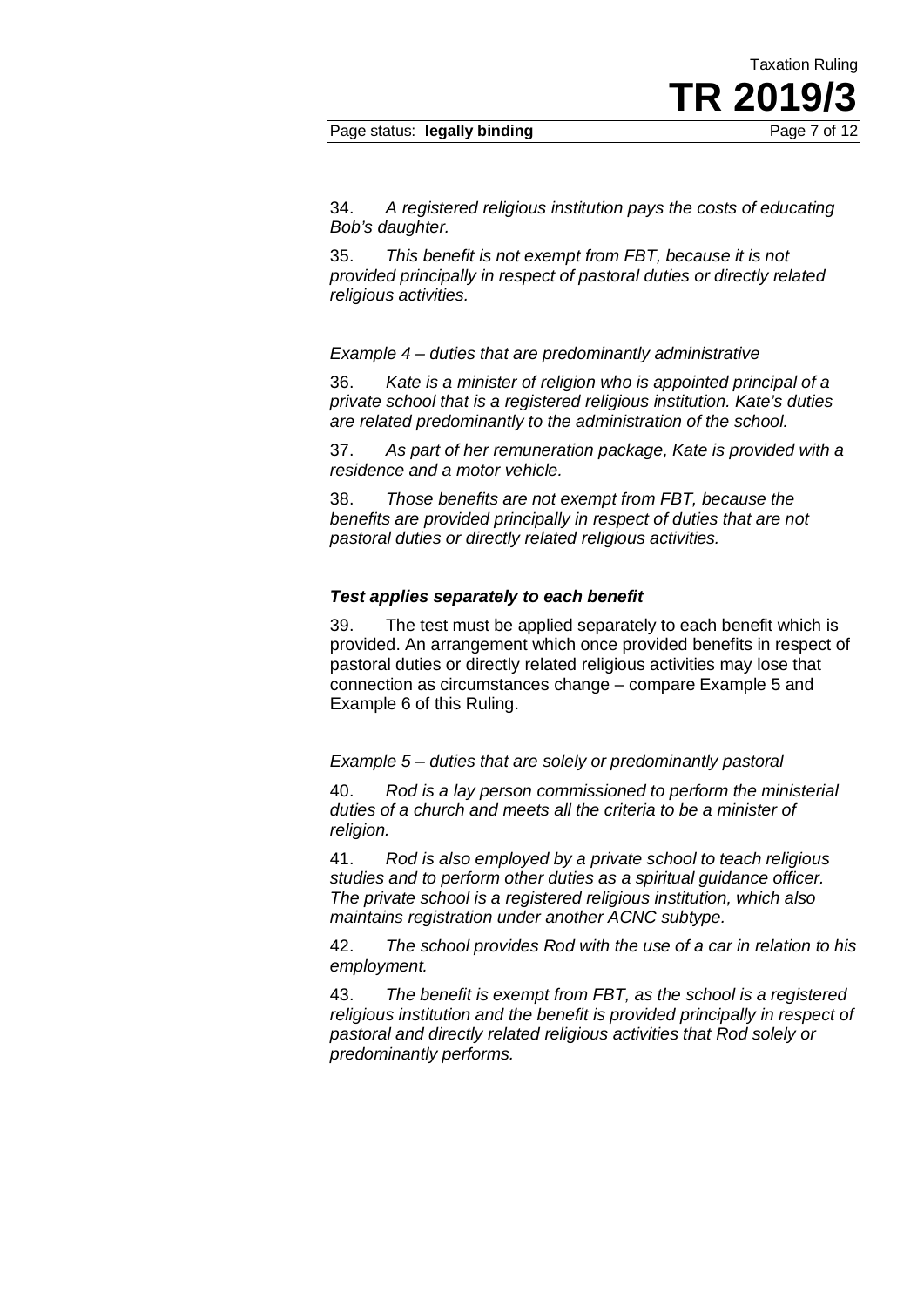34. *A registered religious institution pays the costs of educating Bob's daughter.*

35. *This benefit is not exempt from FBT, because it is not provided principally in respect of pastoral duties or directly related religious activities.*

*Example 4 – duties that are predominantly administrative*

36. *Kate is a minister of religion who is appointed principal of a private school that is a registered religious institution. Kate's duties are related predominantly to the administration of the school.*

37. *As part of her remuneration package, Kate is provided with a residence and a motor vehicle.*

38. *Those benefits are not exempt from FBT, because the benefits are provided principally in respect of duties that are not pastoral duties or directly related religious activities.*

***Test applies separately to each benefit***

39. The test must be applied separately to each benefit which is provided. An arrangement which once provided benefits in respect of pastoral duties or directly related religious activities may lose that connection as circumstances change – compare Example 5 and Example 6 of this Ruling.

*Example 5 – duties that are solely or predominantly pastoral*

40. *Rod is a lay person commissioned to perform the ministerial duties of a church and meets all the criteria to be a minister of religion.*

41. *Rod is also employed by a private school to teach religious studies and to perform other duties as a spiritual guidance officer. The private school is a registered religious institution, which also maintains registration under another ACNC subtype.*

42. *The school provides Rod with the use of a car in relation to his employment.*

43. *The benefit is exempt from FBT, as the school is a registered religious institution and the benefit is provided principally in respect of pastoral and directly related religious activities that Rod solely or predominantly performs.*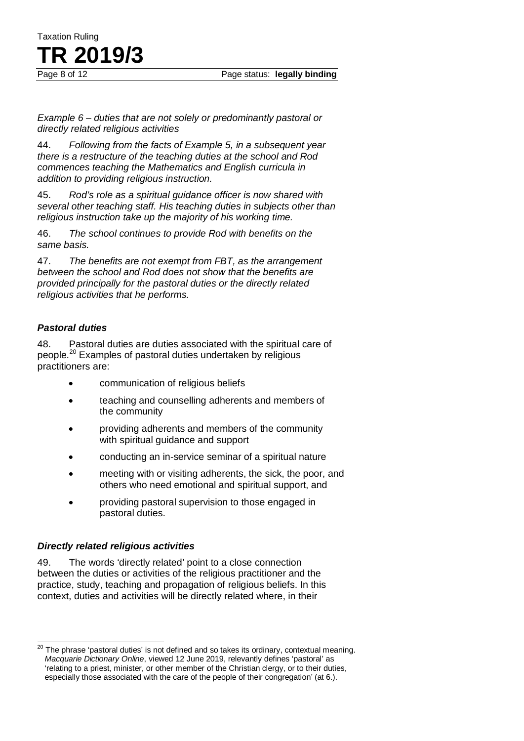*Example 6 – duties that are not solely or predominantly pastoral or directly related religious activities*

44. *Following from the facts of Example 5, in a subsequent year there is a restructure of the teaching duties at the school and Rod commences teaching the Mathematics and English curricula in addition to providing religious instruction.*

45. *Rod's role as a spiritual guidance officer is now shared with several other teaching staff. His teaching duties in subjects other than religious instruction take up the majority of his working time.*

46. *The school continues to provide Rod with benefits on the same basis.*

47. *The benefits are not exempt from FBT, as the arrangement between the school and Rod does not show that the benefits are provided principally for the pastoral duties or the directly related religious activities that he performs.*

### *Pastoral duties*

48. Pastoral duties are duties associated with the spiritual care of people.[20] Examples of pastoral duties undertaken by religious practitioners are:

- communication of religious beliefs
- teaching and counselling adherents and members of the community
- providing adherents and members of the community with spiritual guidance and support
- conducting an in-service seminar of a spiritual nature
- meeting with or visiting adherents, the sick, the poor, and others who need emotional and spiritual support, and
- providing pastoral supervision to those engaged in pastoral duties.

### *Directly related religious activities*

49. The words 'directly related' point to a close connection between the duties or activities of the religious practitioner and the practice, study, teaching and propagation of religious beliefs. In this context, duties and activities will be directly related where, in their

---

[20] The phrase 'pastoral duties' is not defined and so takes its ordinary, contextual meaning. *Macquarie Dictionary Online*, viewed 12 June 2019, relevantly defines 'pastoral' as 'relating to a priest, minister, or other member of the Christian clergy, or to their duties, especially those associated with the care of the people of their congregation' (at 6.).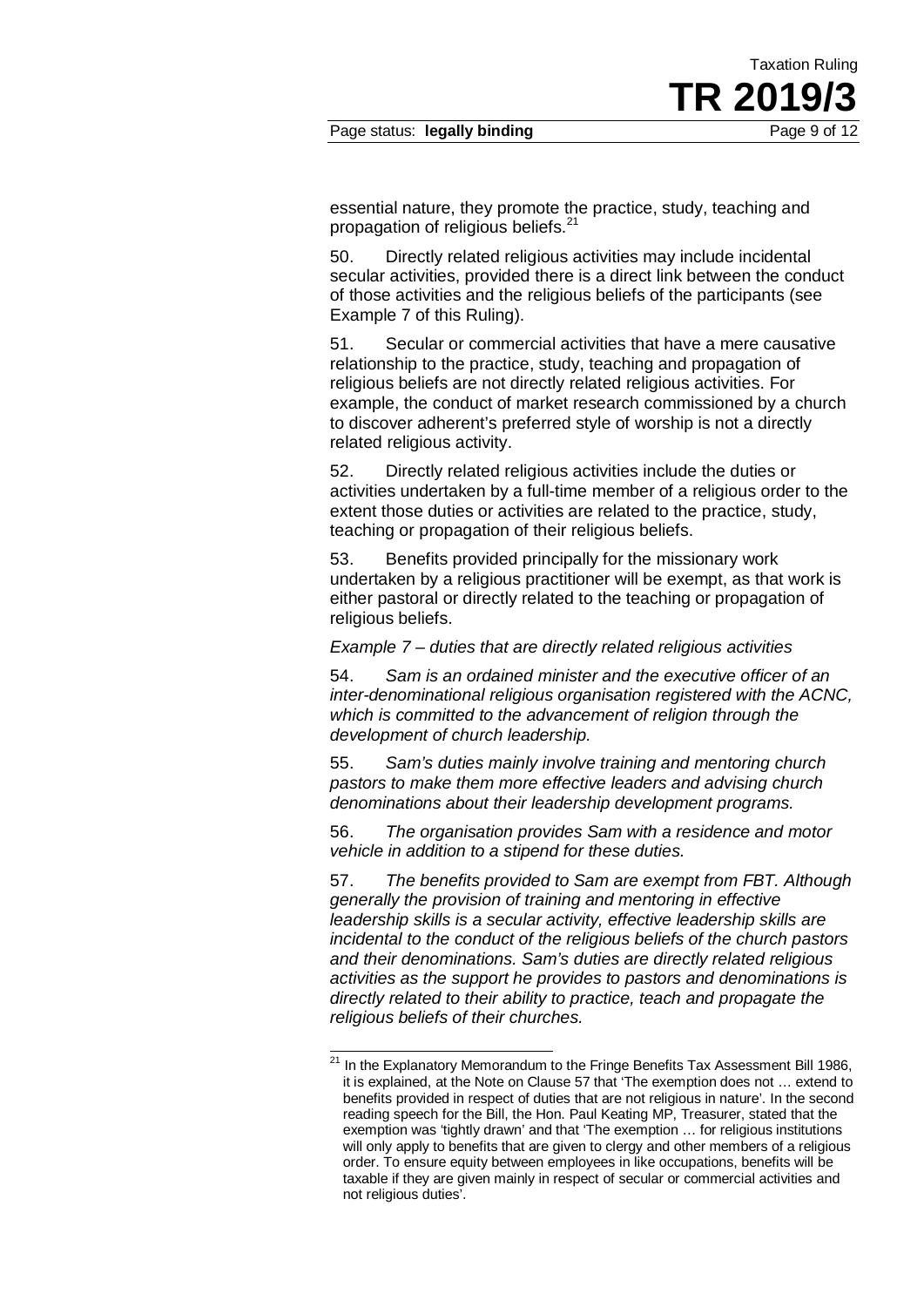essential nature, they promote the practice, study, teaching and propagation of religious beliefs.[21]

50. Directly related religious activities may include incidental secular activities, provided there is a direct link between the conduct of those activities and the religious beliefs of the participants (see Example 7 of this Ruling).

51. Secular or commercial activities that have a mere causative relationship to the practice, study, teaching and propagation of religious beliefs are not directly related religious activities. For example, the conduct of market research commissioned by a church to discover adherent's preferred style of worship is not a directly related religious activity.

52. Directly related religious activities include the duties or activities undertaken by a full-time member of a religious order to the extent those duties or activities are related to the practice, study, teaching or propagation of their religious beliefs.

53. Benefits provided principally for the missionary work undertaken by a religious practitioner will be exempt, as that work is either pastoral or directly related to the teaching or propagation of religious beliefs.

*Example 7 – duties that are directly related religious activities*

54. *Sam is an ordained minister and the executive officer of an inter-denominational religious organisation registered with the ACNC, which is committed to the advancement of religion through the development of church leadership.*

55. *Sam's duties mainly involve training and mentoring church pastors to make them more effective leaders and advising church denominations about their leadership development programs.*

56. *The organisation provides Sam with a residence and motor vehicle in addition to a stipend for these duties.*

57. *The benefits provided to Sam are exempt from FBT. Although generally the provision of training and mentoring in effective leadership skills is a secular activity, effective leadership skills are incidental to the conduct of the religious beliefs of the church pastors and their denominations. Sam's duties are directly related religious activities as the support he provides to pastors and denominations is directly related to their ability to practice, teach and propagate the religious beliefs of their churches.*

---

[21] In the Explanatory Memorandum to the Fringe Benefits Tax Assessment Bill 1986, it is explained, at the Note on Clause 57 that 'The exemption does not … extend to benefits provided in respect of duties that are not religious in nature'. In the second reading speech for the Bill, the Hon. Paul Keating MP, Treasurer, stated that the exemption was 'tightly drawn' and that 'The exemption … for religious institutions will only apply to benefits that are given to clergy and other members of a religious order. To ensure equity between employees in like occupations, benefits will be taxable if they are given mainly in respect of secular or commercial activities and not religious duties'.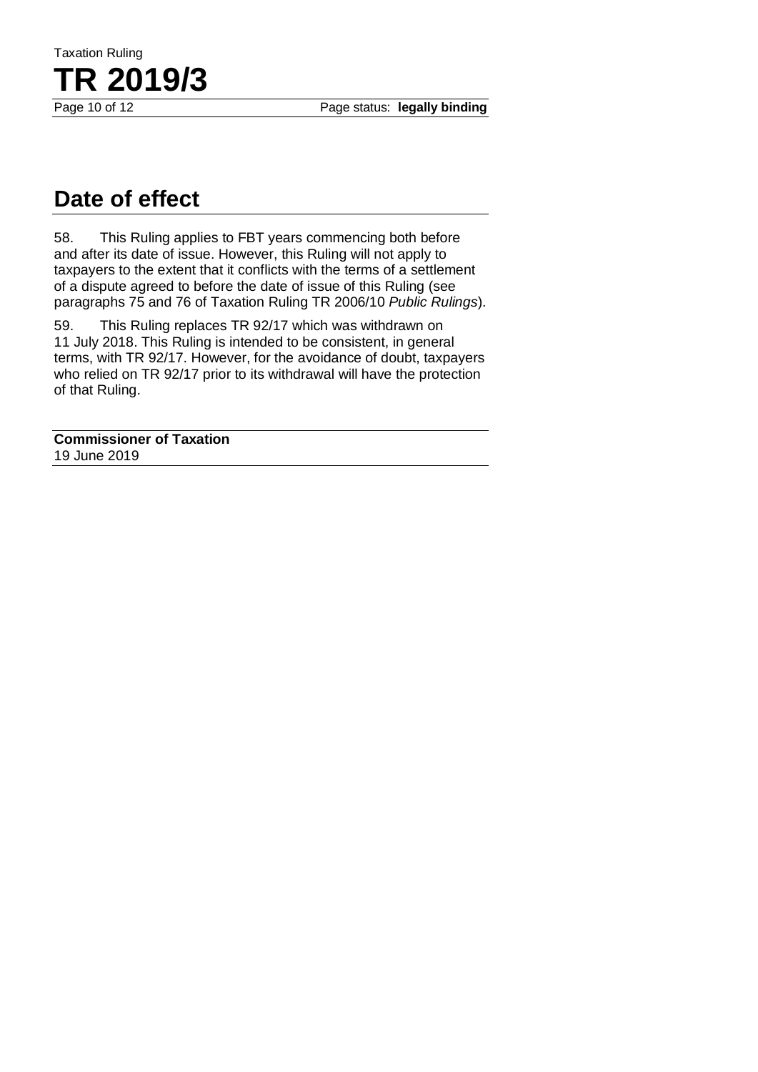## Date of effect

58. This Ruling applies to FBT years commencing both before and after its date of issue. However, this Ruling will not apply to taxpayers to the extent that it conflicts with the terms of a settlement of a dispute agreed to before the date of issue of this Ruling (see paragraphs 75 and 76 of Taxation Ruling TR 2006/10 *Public Rulings*).

59. This Ruling replaces TR 92/17 which was withdrawn on 11 July 2018. This Ruling is intended to be consistent, in general terms, with TR 92/17. However, for the avoidance of doubt, taxpayers who relied on TR 92/17 prior to its withdrawal will have the protection of that Ruling.

**Commissioner of Taxation**
19 June 2019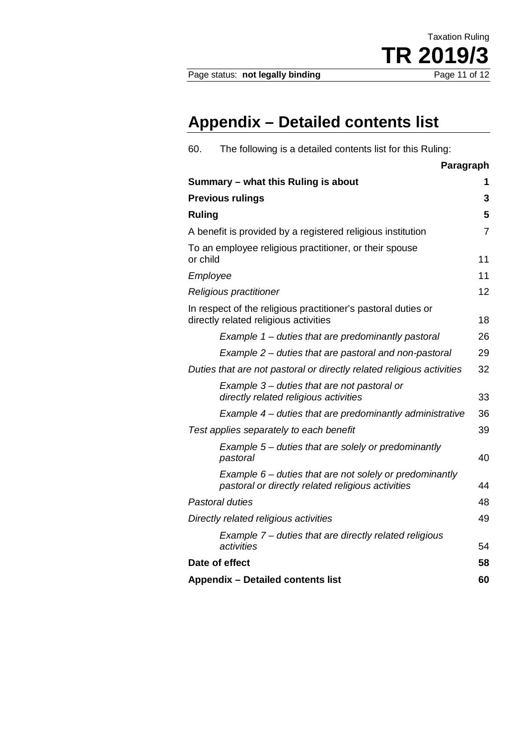# Appendix – Detailed contents list

60. The following is a detailed contents list for this Ruling:

| | Paragraph |
|---|---|
| **Summary – what this Ruling is about** | **1** |
| **Previous rulings** | **3** |
| **Ruling** | **5** |
| A benefit is provided by a registered religious institution | 7 |
| To an employee religious practitioner, or their spouse or child | 11 |
| *Employee* | 11 |
| *Religious practitioner* | 12 |
| In respect of the religious practitioner's pastoral duties or directly related religious activities | 18 |
| *Example 1 – duties that are predominantly pastoral* | 26 |
| *Example 2 – duties that are pastoral and non-pastoral* | 29 |
| *Duties that are not pastoral or directly related religious activities* | 32 |
| *Example 3 – duties that are not pastoral or directly related religious activities* | 33 |
| *Example 4 – duties that are predominantly administrative* | 36 |
| *Test applies separately to each benefit* | 39 |
| *Example 5 – duties that are solely or predominantly pastoral* | 40 |
| *Example 6 – duties that are not solely or predominantly pastoral or directly related religious activities* | 44 |
| *Pastoral duties* | 48 |
| *Directly related religious activities* | 49 |
| *Example 7 – duties that are directly related religious activities* | 54 |
| **Date of effect** | **58** |
| **Appendix – Detailed contents list** | **60** |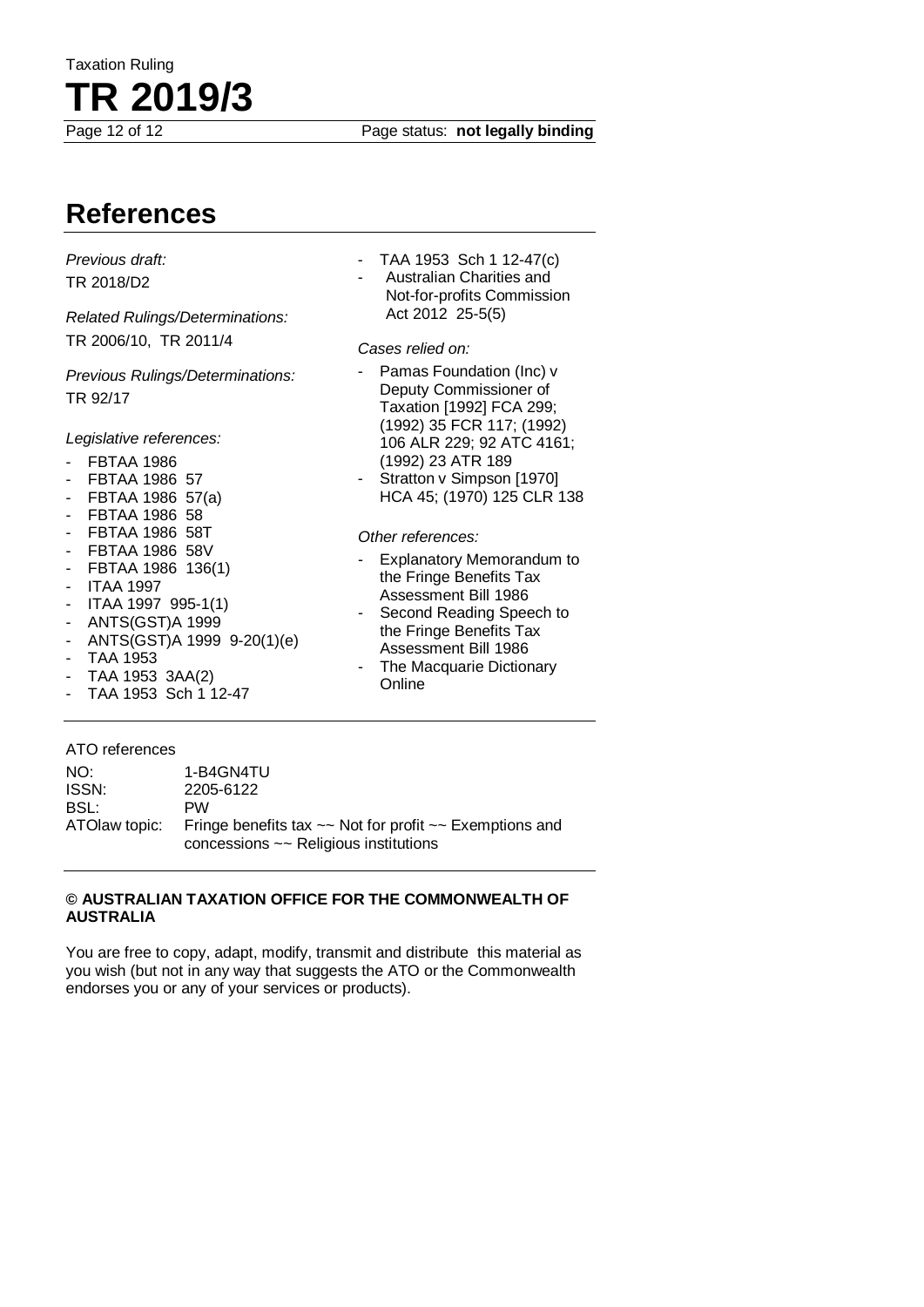## References

*Previous draft:*

TR 2018/D2

*Related Rulings/Determinations:*

TR 2006/10, TR 2011/4

*Previous Rulings/Determinations:*

TR 92/17

*Legislative references:*

- FBTAA 1986
- FBTAA 1986 57
- FBTAA 1986 57(a)
- FBTAA 1986 58
- FBTAA 1986 58T
- FBTAA 1986 58V
- FBTAA 1986 136(1)
- ITAA 1997
- ITAA 1997 995-1(1)
- ANTS(GST)A 1999
- ANTS(GST)A 1999 9-20(1)(e)
- TAA 1953
- TAA 1953 3AA(2)
- TAA 1953 Sch 1 12-47
- TAA 1953 Sch 1 12-47(c)
- Australian Charities and Not-for-profits Commission Act 2012 25-5(5)

*Cases relied on:*

- Pamas Foundation (Inc) v Deputy Commissioner of Taxation [1992] FCA 299; (1992) 35 FCR 117; (1992) 106 ALR 229; 92 ATC 4161; (1992) 23 ATR 189
- Stratton v Simpson [1970] HCA 45; (1970) 125 CLR 138

*Other references:*

- Explanatory Memorandum to the Fringe Benefits Tax Assessment Bill 1986
- Second Reading Speech to the Fringe Benefits Tax Assessment Bill 1986
- The Macquarie Dictionary Online

---

ATO references

| | |
|---|---|
| NO: | 1-B4GN4TU |
| ISSN: | 2205-6122 |
| BSL: | PW |
| ATOlaw topic: | Fringe benefits tax ~~ Not for profit ~~ Exemptions and concessions ~~ Religious institutions |

---

**© AUSTRALIAN TAXATION OFFICE FOR THE COMMONWEALTH OF AUSTRALIA**

You are free to copy, adapt, modify, transmit and distribute this material as you wish (but not in any way that suggests the ATO or the Commonwealth endorses you or any of your services or products).